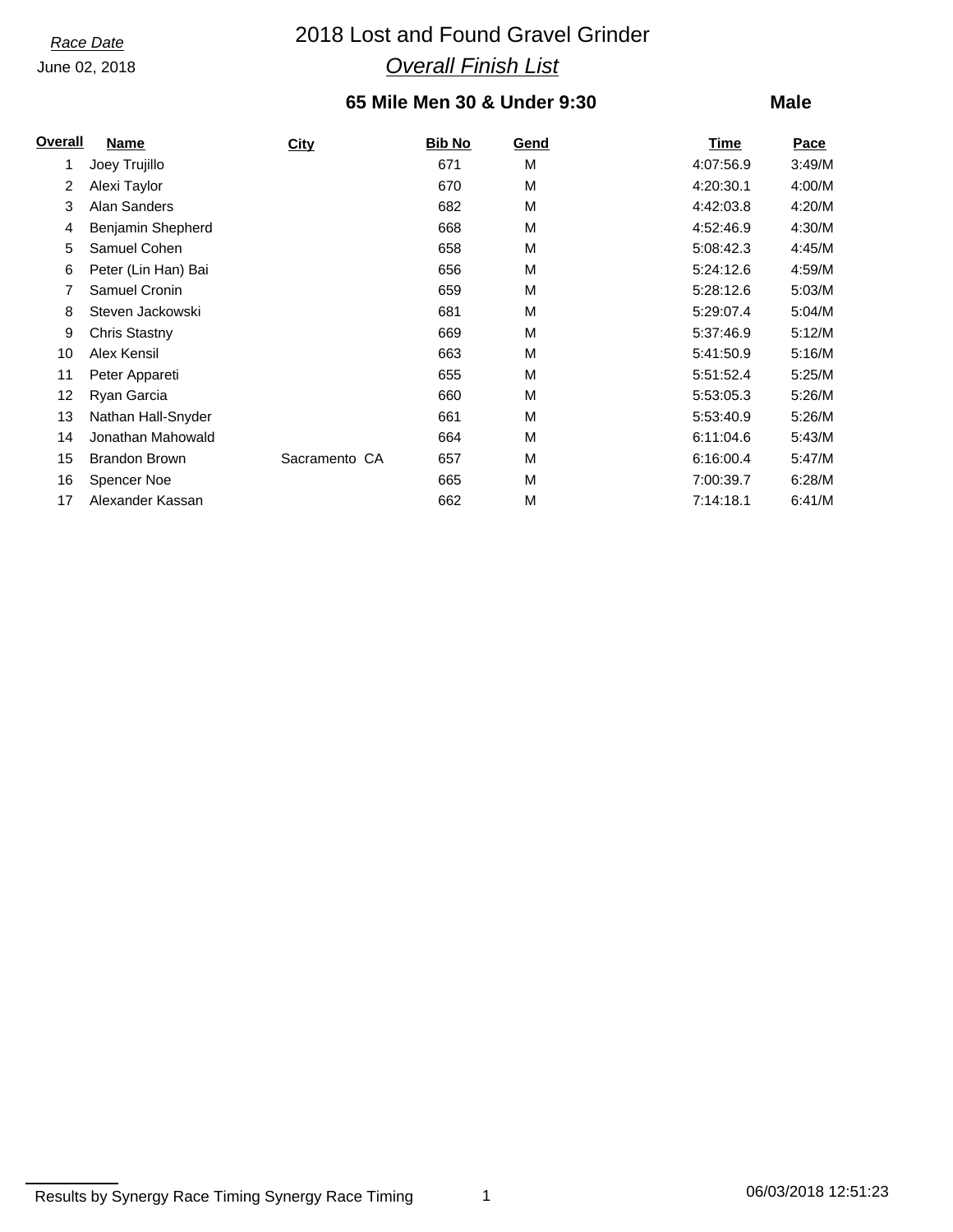*Race Date*

June 02, 2018

# 2018 Lost and Found Gravel Grinder

## *Overall Finish List*

### 65 Mile Men 30 & Under 9:30

**Male**

| Overall | Name | City | Bib No | Gend | Time | Pace |
|---|---|---|---|---|---|---|
| 1 | Joey Trujillo | | 671 | M | 4:07:56.9 | 3:49/M |
| 2 | Alexi Taylor | | 670 | M | 4:20:30.1 | 4:00/M |
| 3 | Alan Sanders | | 682 | M | 4:42:03.8 | 4:20/M |
| 4 | Benjamin Shepherd | | 668 | M | 4:52:46.9 | 4:30/M |
| 5 | Samuel Cohen | | 658 | M | 5:08:42.3 | 4:45/M |
| 6 | Peter (Lin Han) Bai | | 656 | M | 5:24:12.6 | 4:59/M |
| 7 | Samuel Cronin | | 659 | M | 5:28:12.6 | 5:03/M |
| 8 | Steven Jackowski | | 681 | M | 5:29:07.4 | 5:04/M |
| 9 | Chris Stastny | | 669 | M | 5:37:46.9 | 5:12/M |
| 10 | Alex Kensil | | 663 | M | 5:41:50.9 | 5:16/M |
| 11 | Peter Appareti | | 655 | M | 5:51:52.4 | 5:25/M |
| 12 | Ryan Garcia | | 660 | M | 5:53:05.3 | 5:26/M |
| 13 | Nathan Hall-Snyder | | 661 | M | 5:53:40.9 | 5:26/M |
| 14 | Jonathan Mahowald | | 664 | M | 6:11:04.6 | 5:43/M |
| 15 | Brandon Brown | Sacramento CA | 657 | M | 6:16:00.4 | 5:47/M |
| 16 | Spencer Noe | | 665 | M | 7:00:39.7 | 6:28/M |
| 17 | Alexander Kassan | | 662 | M | 7:14:18.1 | 6:41/M |

Results by Synergy Race Timing Synergy Race Timing

06/03/2018 12:51:23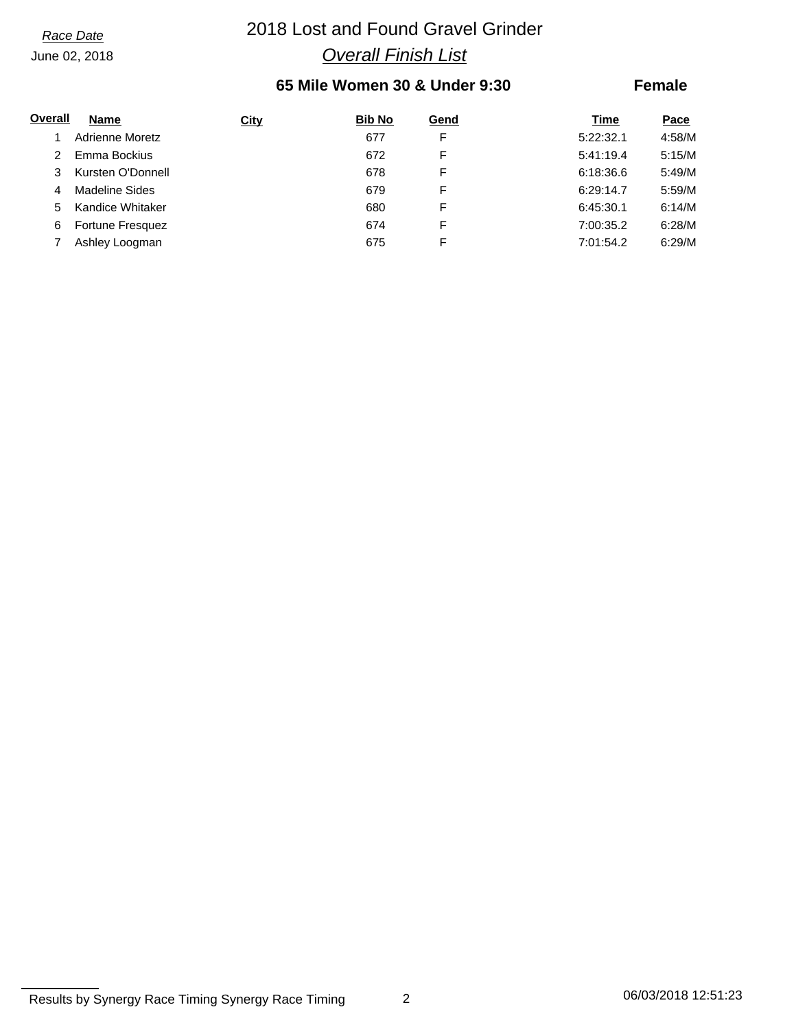*Race Date*

June 02, 2018

# 2018 Lost and Found Gravel Grinder

## *Overall Finish List*

### 65 Mile Women 30 & Under 9:30 — Female

| Overall | Name | City | Bib No | Gend | Time | Pace |
|---|---|---|---|---|---|---|
| 1 | Adrienne Moretz | | 677 | F | 5:22:32.1 | 4:58/M |
| 2 | Emma Bockius | | 672 | F | 5:41:19.4 | 5:15/M |
| 3 | Kursten O'Donnell | | 678 | F | 6:18:36.6 | 5:49/M |
| 4 | Madeline Sides | | 679 | F | 6:29:14.7 | 5:59/M |
| 5 | Kandice Whitaker | | 680 | F | 6:45:30.1 | 6:14/M |
| 6 | Fortune Fresquez | | 674 | F | 7:00:35.2 | 6:28/M |
| 7 | Ashley Loogman | | 675 | F | 7:01:54.2 | 6:29/M |

Results by Synergy Race Timing Synergy Race Timing

06/03/2018 12:51:23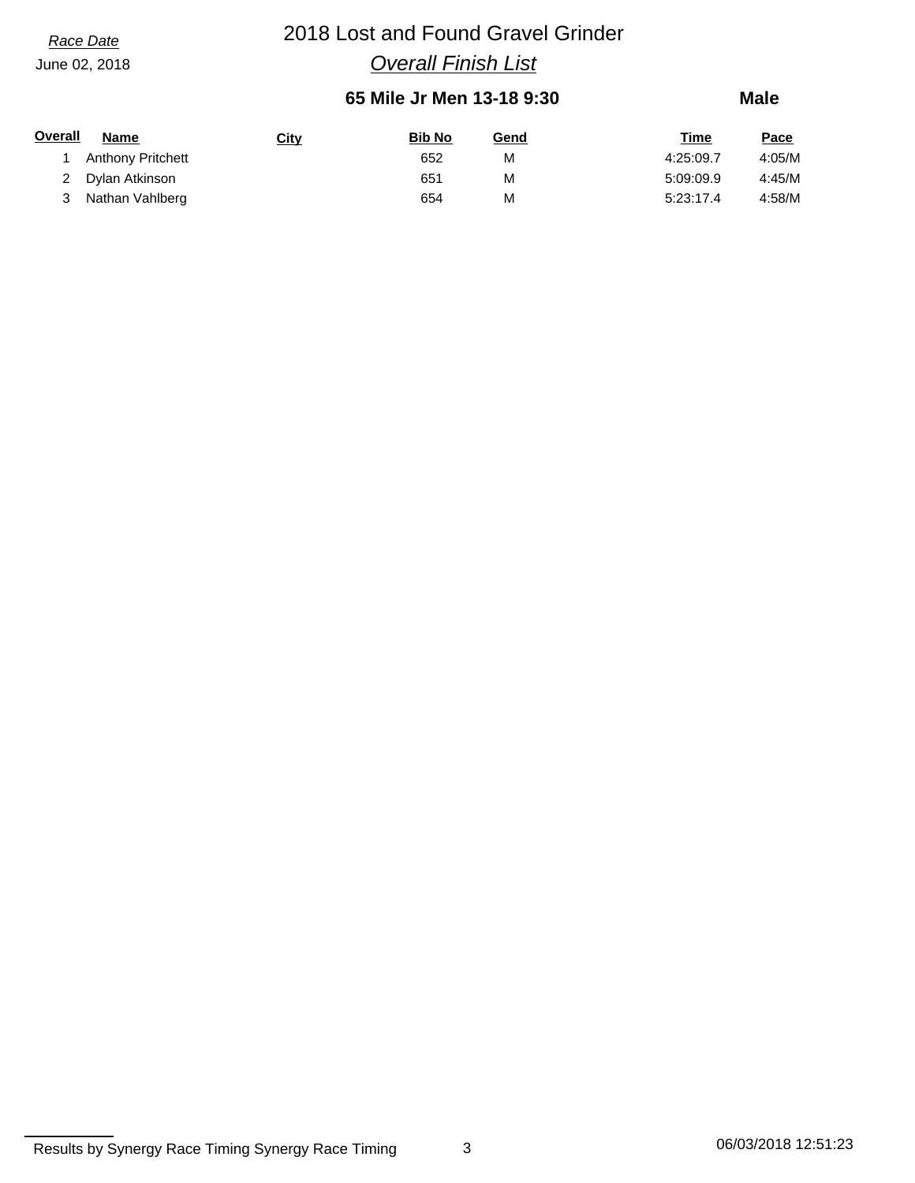*Race Date*

June 02, 2018

# 2018 Lost and Found Gravel Grinder

## *Overall Finish List*

### 65 Mile Jr Men 13-18 9:30

**Male**

| Overall | Name | City | Bib No | Gend | Time | Pace |
|---|---|---|---|---|---|---|
| 1 | Anthony Pritchett | | 652 | M | 4:25:09.7 | 4:05/M |
| 2 | Dylan Atkinson | | 651 | M | 5:09:09.9 | 4:45/M |
| 3 | Nathan Vahlberg | | 654 | M | 5:23:17.4 | 4:58/M |

Results by Synergy Race Timing Synergy Race Timing

06/03/2018 12:51:23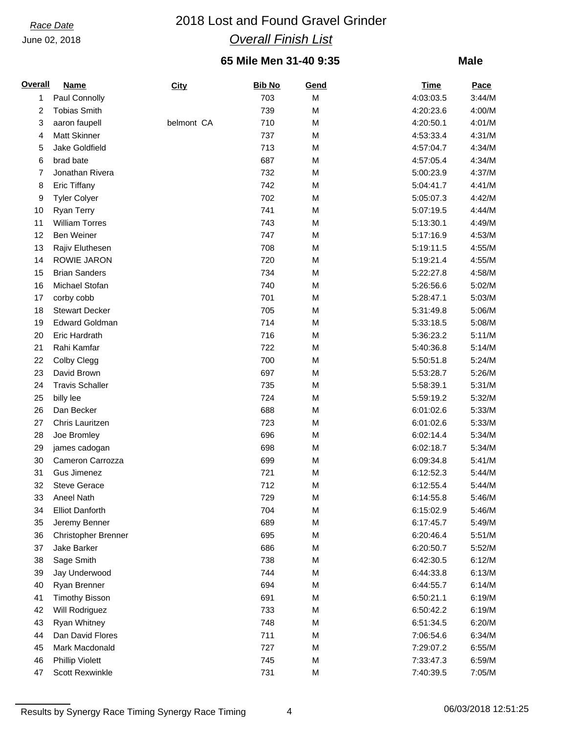*Race Date*
June 02, 2018

# 2018 Lost and Found Gravel Grinder

## *Overall Finish List*

### 65 Mile Men 31-40 9:35

**Male**

| Overall | Name | City | Bib No | Gend | Time | Pace |
|---|---|---|---|---|---|---|
| 1 | Paul Connolly | | 703 | M | 4:03:03.5 | 3:44/M |
| 2 | Tobias Smith | | 739 | M | 4:20:23.6 | 4:00/M |
| 3 | aaron faupell | belmont CA | 710 | M | 4:20:50.1 | 4:01/M |
| 4 | Matt Skinner | | 737 | M | 4:53:33.4 | 4:31/M |
| 5 | Jake Goldfield | | 713 | M | 4:57:04.7 | 4:34/M |
| 6 | brad bate | | 687 | M | 4:57:05.4 | 4:34/M |
| 7 | Jonathan Rivera | | 732 | M | 5:00:23.9 | 4:37/M |
| 8 | Eric Tiffany | | 742 | M | 5:04:41.7 | 4:41/M |
| 9 | Tyler Colyer | | 702 | M | 5:05:07.3 | 4:42/M |
| 10 | Ryan Terry | | 741 | M | 5:07:19.5 | 4:44/M |
| 11 | William Torres | | 743 | M | 5:13:30.1 | 4:49/M |
| 12 | Ben Weiner | | 747 | M | 5:17:16.9 | 4:53/M |
| 13 | Rajiv Eluthesen | | 708 | M | 5:19:11.5 | 4:55/M |
| 14 | ROWIE JARON | | 720 | M | 5:19:21.4 | 4:55/M |
| 15 | Brian Sanders | | 734 | M | 5:22:27.8 | 4:58/M |
| 16 | Michael Stofan | | 740 | M | 5:26:56.6 | 5:02/M |
| 17 | corby cobb | | 701 | M | 5:28:47.1 | 5:03/M |
| 18 | Stewart Decker | | 705 | M | 5:31:49.8 | 5:06/M |
| 19 | Edward Goldman | | 714 | M | 5:33:18.5 | 5:08/M |
| 20 | Eric Hardrath | | 716 | M | 5:36:23.2 | 5:11/M |
| 21 | Rahi Kamfar | | 722 | M | 5:40:36.8 | 5:14/M |
| 22 | Colby Clegg | | 700 | M | 5:50:51.8 | 5:24/M |
| 23 | David Brown | | 697 | M | 5:53:28.7 | 5:26/M |
| 24 | Travis Schaller | | 735 | M | 5:58:39.1 | 5:31/M |
| 25 | billy lee | | 724 | M | 5:59:19.2 | 5:32/M |
| 26 | Dan Becker | | 688 | M | 6:01:02.6 | 5:33/M |
| 27 | Chris Lauritzen | | 723 | M | 6:01:02.6 | 5:33/M |
| 28 | Joe Bromley | | 696 | M | 6:02:14.4 | 5:34/M |
| 29 | james cadogan | | 698 | M | 6:02:18.7 | 5:34/M |
| 30 | Cameron Carrozza | | 699 | M | 6:09:34.8 | 5:41/M |
| 31 | Gus Jimenez | | 721 | M | 6:12:52.3 | 5:44/M |
| 32 | Steve Gerace | | 712 | M | 6:12:55.4 | 5:44/M |
| 33 | Aneel Nath | | 729 | M | 6:14:55.8 | 5:46/M |
| 34 | Elliot Danforth | | 704 | M | 6:15:02.9 | 5:46/M |
| 35 | Jeremy Benner | | 689 | M | 6:17:45.7 | 5:49/M |
| 36 | Christopher Brenner | | 695 | M | 6:20:46.4 | 5:51/M |
| 37 | Jake Barker | | 686 | M | 6:20:50.7 | 5:52/M |
| 38 | Sage Smith | | 738 | M | 6:42:30.5 | 6:12/M |
| 39 | Jay Underwood | | 744 | M | 6:44:33.8 | 6:13/M |
| 40 | Ryan Brenner | | 694 | M | 6:44:55.7 | 6:14/M |
| 41 | Timothy Bisson | | 691 | M | 6:50:21.1 | 6:19/M |
| 42 | Will Rodriguez | | 733 | M | 6:50:42.2 | 6:19/M |
| 43 | Ryan Whitney | | 748 | M | 6:51:34.5 | 6:20/M |
| 44 | Dan David Flores | | 711 | M | 7:06:54.6 | 6:34/M |
| 45 | Mark Macdonald | | 727 | M | 7:29:07.2 | 6:55/M |
| 46 | Phillip Violett | | 745 | M | 7:33:47.3 | 6:59/M |
| 47 | Scott Rexwinkle | | 731 | M | 7:40:39.5 | 7:05/M |

Results by Synergy Race Timing Synergy Race Timing

06/03/2018 12:51:25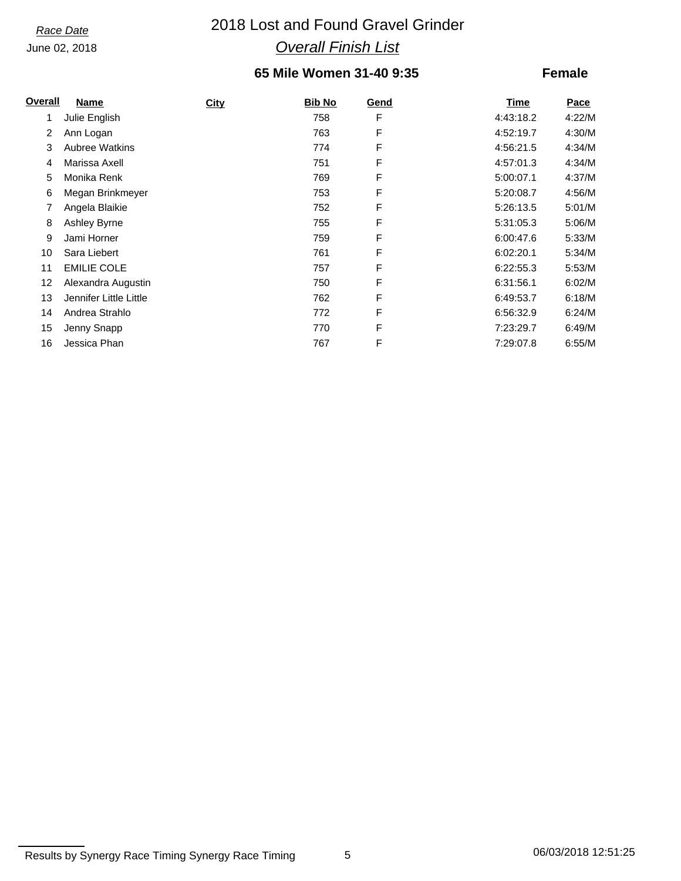*Race Date*
June 02, 2018

# 2018 Lost and Found Gravel Grinder

## *Overall Finish List*

### 65 Mile Women 31-40 9:35 — Female

| Overall | Name | City | Bib No | Gend | Time | Pace |
|---|---|---|---|---|---|---|
| 1 | Julie English | | 758 | F | 4:43:18.2 | 4:22/M |
| 2 | Ann Logan | | 763 | F | 4:52:19.7 | 4:30/M |
| 3 | Aubree Watkins | | 774 | F | 4:56:21.5 | 4:34/M |
| 4 | Marissa Axell | | 751 | F | 4:57:01.3 | 4:34/M |
| 5 | Monika Renk | | 769 | F | 5:00:07.1 | 4:37/M |
| 6 | Megan Brinkmeyer | | 753 | F | 5:20:08.7 | 4:56/M |
| 7 | Angela Blaikie | | 752 | F | 5:26:13.5 | 5:01/M |
| 8 | Ashley Byrne | | 755 | F | 5:31:05.3 | 5:06/M |
| 9 | Jami Horner | | 759 | F | 6:00:47.6 | 5:33/M |
| 10 | Sara Liebert | | 761 | F | 6:02:20.1 | 5:34/M |
| 11 | EMILIE COLE | | 757 | F | 6:22:55.3 | 5:53/M |
| 12 | Alexandra Augustin | | 750 | F | 6:31:56.1 | 6:02/M |
| 13 | Jennifer Little Little | | 762 | F | 6:49:53.7 | 6:18/M |
| 14 | Andrea Strahlo | | 772 | F | 6:56:32.9 | 6:24/M |
| 15 | Jenny Snapp | | 770 | F | 7:23:29.7 | 6:49/M |
| 16 | Jessica Phan | | 767 | F | 7:29:07.8 | 6:55/M |

Results by Synergy Race Timing Synergy Race Timing — 06/03/2018 12:51:25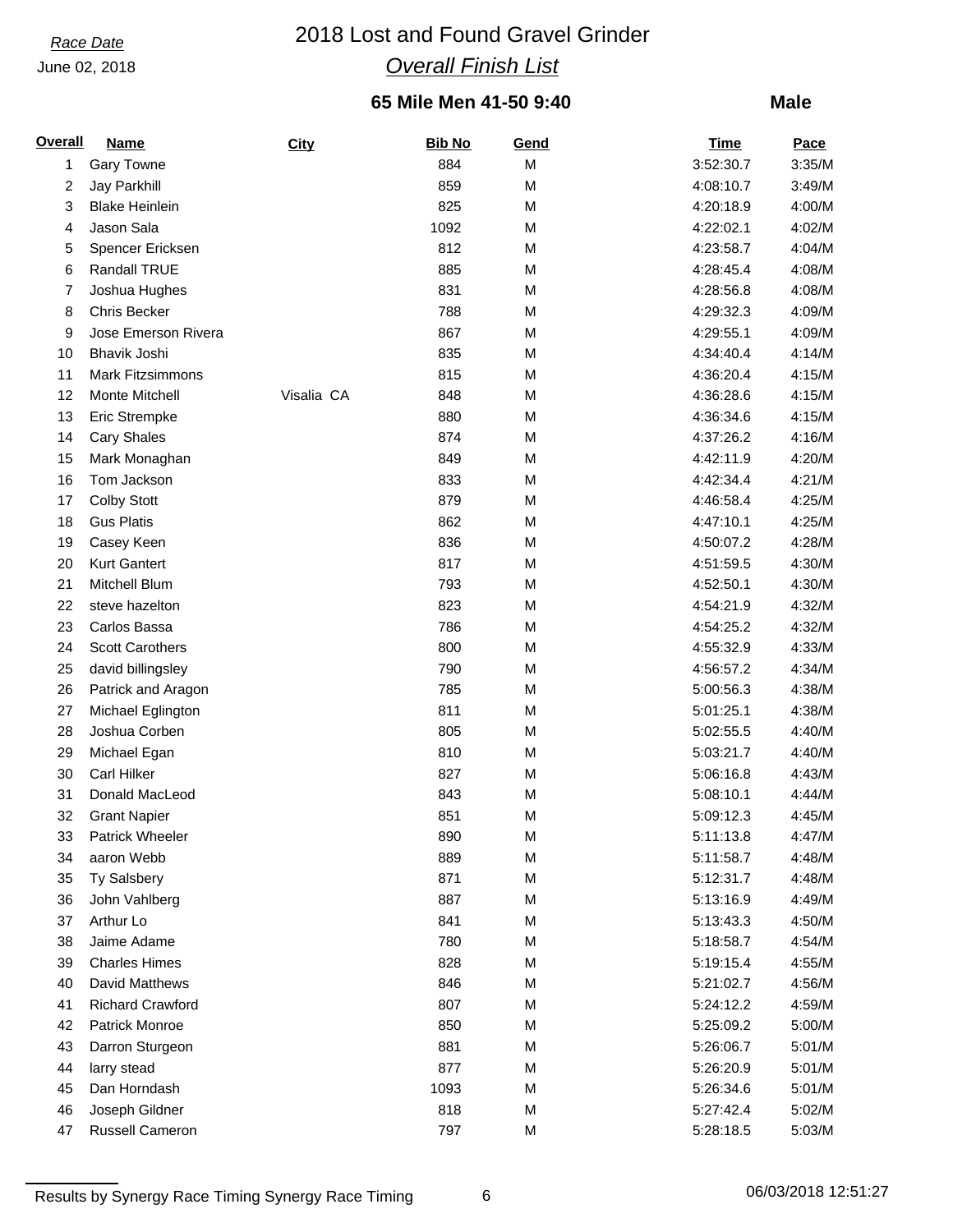*Race Date*

June 02, 2018

# 2018 Lost and Found Gravel Grinder

## *Overall Finish List*

### 65 Mile Men 41-50 9:40

**Male**

| Overall | Name | City | Bib No | Gend | Time | Pace |
|---|---|---|---|---|---|---|
| 1 | Gary Towne | | 884 | M | 3:52:30.7 | 3:35/M |
| 2 | Jay Parkhill | | 859 | M | 4:08:10.7 | 3:49/M |
| 3 | Blake Heinlein | | 825 | M | 4:20:18.9 | 4:00/M |
| 4 | Jason Sala | | 1092 | M | 4:22:02.1 | 4:02/M |
| 5 | Spencer Ericksen | | 812 | M | 4:23:58.7 | 4:04/M |
| 6 | Randall TRUE | | 885 | M | 4:28:45.4 | 4:08/M |
| 7 | Joshua Hughes | | 831 | M | 4:28:56.8 | 4:08/M |
| 8 | Chris Becker | | 788 | M | 4:29:32.3 | 4:09/M |
| 9 | Jose Emerson Rivera | | 867 | M | 4:29:55.1 | 4:09/M |
| 10 | Bhavik Joshi | | 835 | M | 4:34:40.4 | 4:14/M |
| 11 | Mark Fitzsimmons | | 815 | M | 4:36:20.4 | 4:15/M |
| 12 | Monte Mitchell | Visalia CA | 848 | M | 4:36:28.6 | 4:15/M |
| 13 | Eric Strempke | | 880 | M | 4:36:34.6 | 4:15/M |
| 14 | Cary Shales | | 874 | M | 4:37:26.2 | 4:16/M |
| 15 | Mark Monaghan | | 849 | M | 4:42:11.9 | 4:20/M |
| 16 | Tom Jackson | | 833 | M | 4:42:34.4 | 4:21/M |
| 17 | Colby Stott | | 879 | M | 4:46:58.4 | 4:25/M |
| 18 | Gus Platis | | 862 | M | 4:47:10.1 | 4:25/M |
| 19 | Casey Keen | | 836 | M | 4:50:07.2 | 4:28/M |
| 20 | Kurt Gantert | | 817 | M | 4:51:59.5 | 4:30/M |
| 21 | Mitchell Blum | | 793 | M | 4:52:50.1 | 4:30/M |
| 22 | steve hazelton | | 823 | M | 4:54:21.9 | 4:32/M |
| 23 | Carlos Bassa | | 786 | M | 4:54:25.2 | 4:32/M |
| 24 | Scott Carothers | | 800 | M | 4:55:32.9 | 4:33/M |
| 25 | david billingsley | | 790 | M | 4:56:57.2 | 4:34/M |
| 26 | Patrick and Aragon | | 785 | M | 5:00:56.3 | 4:38/M |
| 27 | Michael Eglington | | 811 | M | 5:01:25.1 | 4:38/M |
| 28 | Joshua Corben | | 805 | M | 5:02:55.5 | 4:40/M |
| 29 | Michael Egan | | 810 | M | 5:03:21.7 | 4:40/M |
| 30 | Carl Hilker | | 827 | M | 5:06:16.8 | 4:43/M |
| 31 | Donald MacLeod | | 843 | M | 5:08:10.1 | 4:44/M |
| 32 | Grant Napier | | 851 | M | 5:09:12.3 | 4:45/M |
| 33 | Patrick Wheeler | | 890 | M | 5:11:13.8 | 4:47/M |
| 34 | aaron Webb | | 889 | M | 5:11:58.7 | 4:48/M |
| 35 | Ty Salsbery | | 871 | M | 5:12:31.7 | 4:48/M |
| 36 | John Vahlberg | | 887 | M | 5:13:16.9 | 4:49/M |
| 37 | Arthur Lo | | 841 | M | 5:13:43.3 | 4:50/M |
| 38 | Jaime Adame | | 780 | M | 5:18:58.7 | 4:54/M |
| 39 | Charles Himes | | 828 | M | 5:19:15.4 | 4:55/M |
| 40 | David Matthews | | 846 | M | 5:21:02.7 | 4:56/M |
| 41 | Richard Crawford | | 807 | M | 5:24:12.2 | 4:59/M |
| 42 | Patrick Monroe | | 850 | M | 5:25:09.2 | 5:00/M |
| 43 | Darron Sturgeon | | 881 | M | 5:26:06.7 | 5:01/M |
| 44 | larry stead | | 877 | M | 5:26:20.9 | 5:01/M |
| 45 | Dan Horndash | | 1093 | M | 5:26:34.6 | 5:01/M |
| 46 | Joseph Gildner | | 818 | M | 5:27:42.4 | 5:02/M |
| 47 | Russell Cameron | | 797 | M | 5:28:18.5 | 5:03/M |

Results by Synergy Race Timing Synergy Race Timing 06/03/2018 12:51:27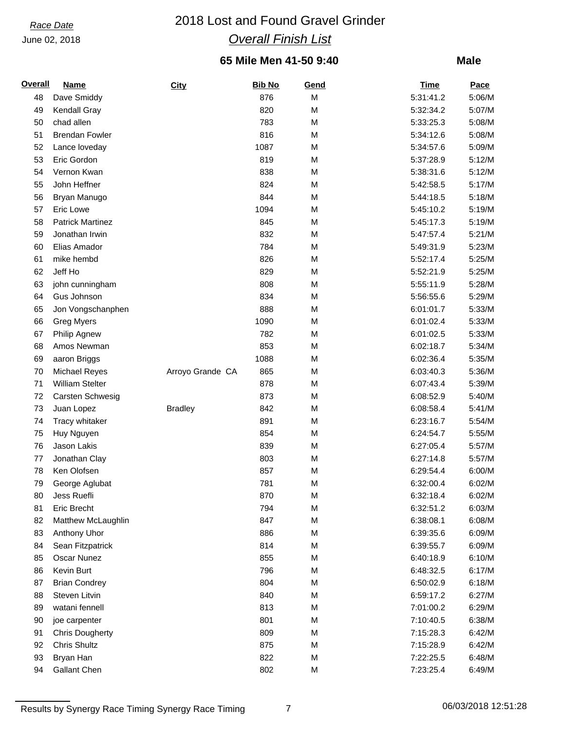*Race Date*

June 02, 2018

# 2018 Lost and Found Gravel Grinder

## *Overall Finish List*

### 65 Mile Men 41-50 9:40

**Male**

| Overall | Name | City | Bib No | Gend | Time | Pace |
|---|---|---|---|---|---|---|
| 48 | Dave Smiddy | | 876 | M | 5:31:41.2 | 5:06/M |
| 49 | Kendall Gray | | 820 | M | 5:32:34.2 | 5:07/M |
| 50 | chad allen | | 783 | M | 5:33:25.3 | 5:08/M |
| 51 | Brendan Fowler | | 816 | M | 5:34:12.6 | 5:08/M |
| 52 | Lance loveday | | 1087 | M | 5:34:57.6 | 5:09/M |
| 53 | Eric Gordon | | 819 | M | 5:37:28.9 | 5:12/M |
| 54 | Vernon Kwan | | 838 | M | 5:38:31.6 | 5:12/M |
| 55 | John Heffner | | 824 | M | 5:42:58.5 | 5:17/M |
| 56 | Bryan Manugo | | 844 | M | 5:44:18.5 | 5:18/M |
| 57 | Eric Lowe | | 1094 | M | 5:45:10.2 | 5:19/M |
| 58 | Patrick Martinez | | 845 | M | 5:45:17.3 | 5:19/M |
| 59 | Jonathan Irwin | | 832 | M | 5:47:57.4 | 5:21/M |
| 60 | Elias Amador | | 784 | M | 5:49:31.9 | 5:23/M |
| 61 | mike hembd | | 826 | M | 5:52:17.4 | 5:25/M |
| 62 | Jeff Ho | | 829 | M | 5:52:21.9 | 5:25/M |
| 63 | john cunningham | | 808 | M | 5:55:11.9 | 5:28/M |
| 64 | Gus Johnson | | 834 | M | 5:56:55.6 | 5:29/M |
| 65 | Jon Vongschanphen | | 888 | M | 6:01:01.7 | 5:33/M |
| 66 | Greg Myers | | 1090 | M | 6:01:02.4 | 5:33/M |
| 67 | Philip Agnew | | 782 | M | 6:01:02.5 | 5:33/M |
| 68 | Amos Newman | | 853 | M | 6:02:18.7 | 5:34/M |
| 69 | aaron Briggs | | 1088 | M | 6:02:36.4 | 5:35/M |
| 70 | Michael Reyes | Arroyo Grande CA | 865 | M | 6:03:40.3 | 5:36/M |
| 71 | William Stelter | | 878 | M | 6:07:43.4 | 5:39/M |
| 72 | Carsten Schwesig | | 873 | M | 6:08:52.9 | 5:40/M |
| 73 | Juan Lopez | Bradley | 842 | M | 6:08:58.4 | 5:41/M |
| 74 | Tracy whitaker | | 891 | M | 6:23:16.7 | 5:54/M |
| 75 | Huy Nguyen | | 854 | M | 6:24:54.7 | 5:55/M |
| 76 | Jason Lakis | | 839 | M | 6:27:05.4 | 5:57/M |
| 77 | Jonathan Clay | | 803 | M | 6:27:14.8 | 5:57/M |
| 78 | Ken Olofsen | | 857 | M | 6:29:54.4 | 6:00/M |
| 79 | George Aglubat | | 781 | M | 6:32:00.4 | 6:02/M |
| 80 | Jess Ruefli | | 870 | M | 6:32:18.4 | 6:02/M |
| 81 | Eric Brecht | | 794 | M | 6:32:51.2 | 6:03/M |
| 82 | Matthew McLaughlin | | 847 | M | 6:38:08.1 | 6:08/M |
| 83 | Anthony Uhor | | 886 | M | 6:39:35.6 | 6:09/M |
| 84 | Sean Fitzpatrick | | 814 | M | 6:39:55.7 | 6:09/M |
| 85 | Oscar Nunez | | 855 | M | 6:40:18.9 | 6:10/M |
| 86 | Kevin Burt | | 796 | M | 6:48:32.5 | 6:17/M |
| 87 | Brian Condrey | | 804 | M | 6:50:02.9 | 6:18/M |
| 88 | Steven Litvin | | 840 | M | 6:59:17.2 | 6:27/M |
| 89 | watani fennell | | 813 | M | 7:01:00.2 | 6:29/M |
| 90 | joe carpenter | | 801 | M | 7:10:40.5 | 6:38/M |
| 91 | Chris Dougherty | | 809 | M | 7:15:28.3 | 6:42/M |
| 92 | Chris Shultz | | 875 | M | 7:15:28.9 | 6:42/M |
| 93 | Bryan Han | | 822 | M | 7:22:25.5 | 6:48/M |
| 94 | Gallant Chen | | 802 | M | 7:23:25.4 | 6:49/M |

Results by Synergy Race Timing Synergy Race Timing 06/03/2018 12:51:28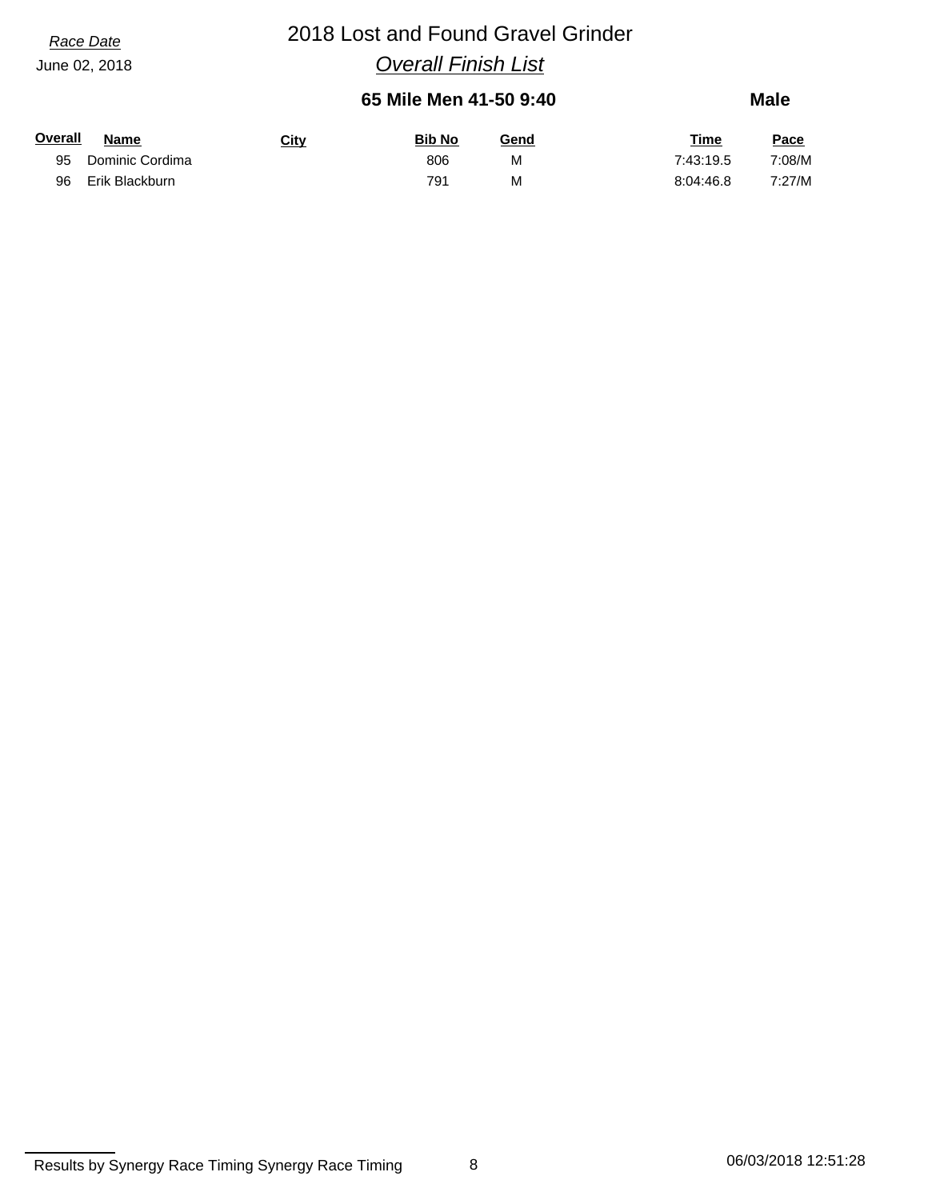*Race Date*

June 02, 2018

# 2018 Lost and Found Gravel Grinder

## *Overall Finish List*

### 65 Mile Men 41-50 9:40 — Male

| Overall | Name | City | Bib No | Gend | Time | Pace |
|---|---|---|---|---|---|---|
| 95 | Dominic Cordima | | 806 | M | 7:43:19.5 | 7:08/M |
| 96 | Erik Blackburn | | 791 | M | 8:04:46.8 | 7:27/M |

Results by Synergy Race Timing Synergy Race Timing — 06/03/2018 12:51:28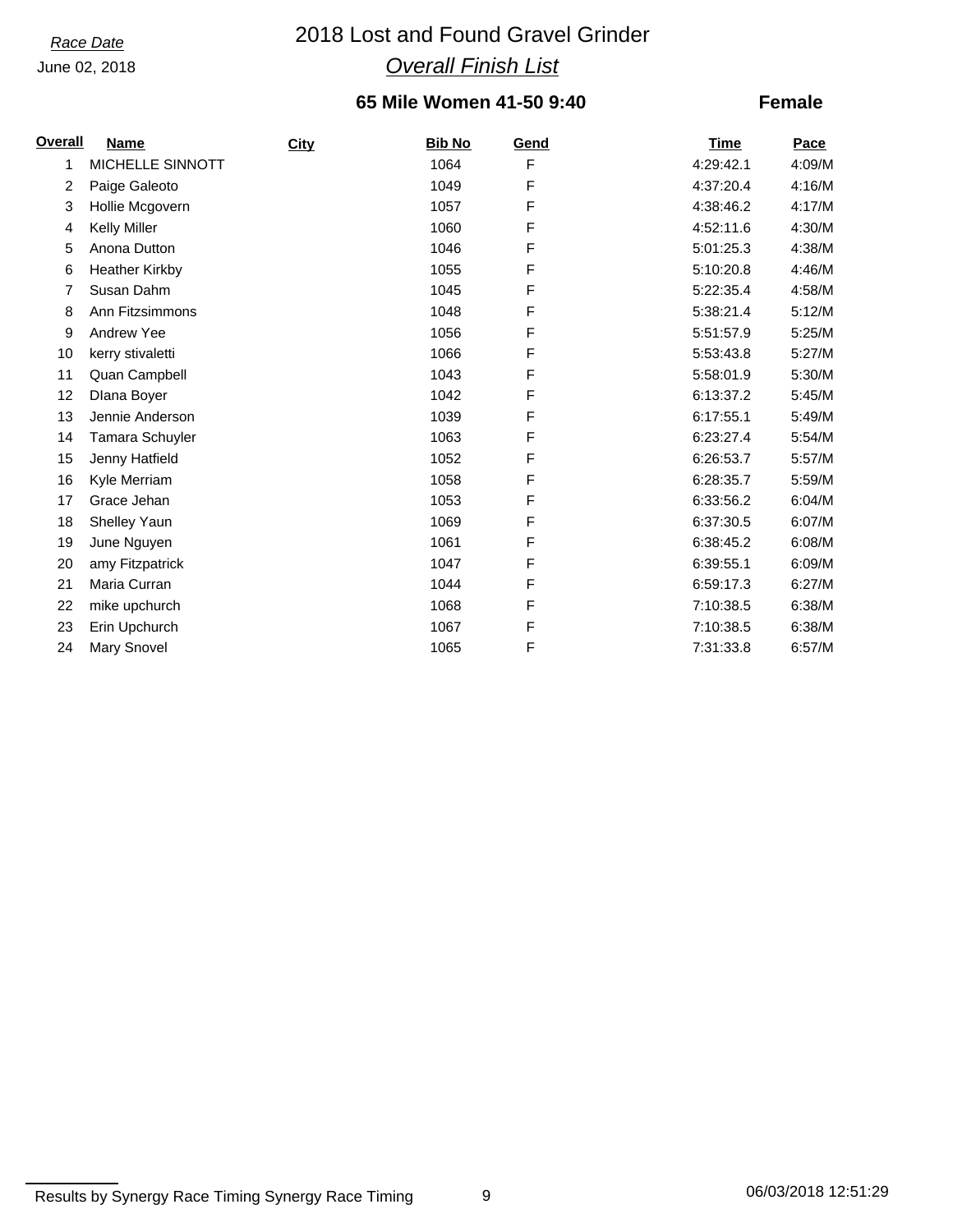*Race Date*

June 02, 2018

# 2018 Lost and Found Gravel Grinder

## *Overall Finish List*

### 65 Mile Women 41-50 9:40

**Female**

| Overall | Name | City | Bib No | Gend | Time | Pace |
|---|---|---|---|---|---|---|
| 1 | MICHELLE SINNOTT | | 1064 | F | 4:29:42.1 | 4:09/M |
| 2 | Paige Galeoto | | 1049 | F | 4:37:20.4 | 4:16/M |
| 3 | Hollie Mcgovern | | 1057 | F | 4:38:46.2 | 4:17/M |
| 4 | Kelly Miller | | 1060 | F | 4:52:11.6 | 4:30/M |
| 5 | Anona Dutton | | 1046 | F | 5:01:25.3 | 4:38/M |
| 6 | Heather Kirkby | | 1055 | F | 5:10:20.8 | 4:46/M |
| 7 | Susan Dahm | | 1045 | F | 5:22:35.4 | 4:58/M |
| 8 | Ann Fitzsimmons | | 1048 | F | 5:38:21.4 | 5:12/M |
| 9 | Andrew Yee | | 1056 | F | 5:51:57.9 | 5:25/M |
| 10 | kerry stivaletti | | 1066 | F | 5:53:43.8 | 5:27/M |
| 11 | Quan Campbell | | 1043 | F | 5:58:01.9 | 5:30/M |
| 12 | DIana Boyer | | 1042 | F | 6:13:37.2 | 5:45/M |
| 13 | Jennie Anderson | | 1039 | F | 6:17:55.1 | 5:49/M |
| 14 | Tamara Schuyler | | 1063 | F | 6:23:27.4 | 5:54/M |
| 15 | Jenny Hatfield | | 1052 | F | 6:26:53.7 | 5:57/M |
| 16 | Kyle Merriam | | 1058 | F | 6:28:35.7 | 5:59/M |
| 17 | Grace Jehan | | 1053 | F | 6:33:56.2 | 6:04/M |
| 18 | Shelley Yaun | | 1069 | F | 6:37:30.5 | 6:07/M |
| 19 | June Nguyen | | 1061 | F | 6:38:45.2 | 6:08/M |
| 20 | amy Fitzpatrick | | 1047 | F | 6:39:55.1 | 6:09/M |
| 21 | Maria Curran | | 1044 | F | 6:59:17.3 | 6:27/M |
| 22 | mike upchurch | | 1068 | F | 7:10:38.5 | 6:38/M |
| 23 | Erin Upchurch | | 1067 | F | 7:10:38.5 | 6:38/M |
| 24 | Mary Snovel | | 1065 | F | 7:31:33.8 | 6:57/M |

Results by Synergy Race Timing Synergy Race Timing 06/03/2018 12:51:29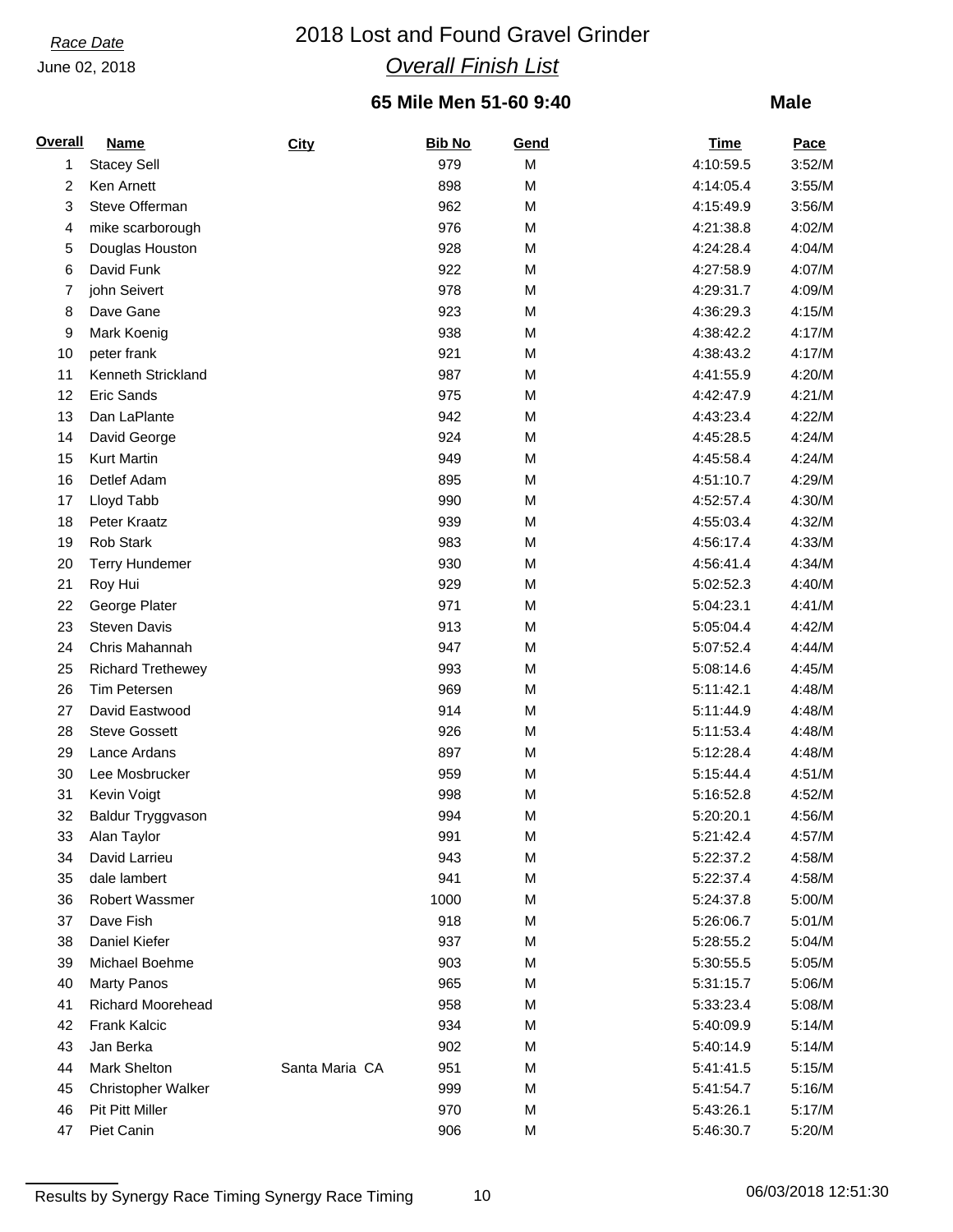*Race Date*

June 02, 2018

# 2018 Lost and Found Gravel Grinder

## *Overall Finish List*

### 65 Mile Men 51-60 9:40

**Male**

| Overall | Name | City | Bib No | Gend | Time | Pace |
|---|---|---|---|---|---|---|
| 1 | Stacey Sell | | 979 | M | 4:10:59.5 | 3:52/M |
| 2 | Ken Arnett | | 898 | M | 4:14:05.4 | 3:55/M |
| 3 | Steve Offerman | | 962 | M | 4:15:49.9 | 3:56/M |
| 4 | mike scarborough | | 976 | M | 4:21:38.8 | 4:02/M |
| 5 | Douglas Houston | | 928 | M | 4:24:28.4 | 4:04/M |
| 6 | David Funk | | 922 | M | 4:27:58.9 | 4:07/M |
| 7 | john Seivert | | 978 | M | 4:29:31.7 | 4:09/M |
| 8 | Dave Gane | | 923 | M | 4:36:29.3 | 4:15/M |
| 9 | Mark Koenig | | 938 | M | 4:38:42.2 | 4:17/M |
| 10 | peter frank | | 921 | M | 4:38:43.2 | 4:17/M |
| 11 | Kenneth Strickland | | 987 | M | 4:41:55.9 | 4:20/M |
| 12 | Eric Sands | | 975 | M | 4:42:47.9 | 4:21/M |
| 13 | Dan LaPlante | | 942 | M | 4:43:23.4 | 4:22/M |
| 14 | David George | | 924 | M | 4:45:28.5 | 4:24/M |
| 15 | Kurt Martin | | 949 | M | 4:45:58.4 | 4:24/M |
| 16 | Detlef Adam | | 895 | M | 4:51:10.7 | 4:29/M |
| 17 | Lloyd Tabb | | 990 | M | 4:52:57.4 | 4:30/M |
| 18 | Peter Kraatz | | 939 | M | 4:55:03.4 | 4:32/M |
| 19 | Rob Stark | | 983 | M | 4:56:17.4 | 4:33/M |
| 20 | Terry Hundemer | | 930 | M | 4:56:41.4 | 4:34/M |
| 21 | Roy Hui | | 929 | M | 5:02:52.3 | 4:40/M |
| 22 | George Plater | | 971 | M | 5:04:23.1 | 4:41/M |
| 23 | Steven Davis | | 913 | M | 5:05:04.4 | 4:42/M |
| 24 | Chris Mahannah | | 947 | M | 5:07:52.4 | 4:44/M |
| 25 | Richard Trethewey | | 993 | M | 5:08:14.6 | 4:45/M |
| 26 | Tim Petersen | | 969 | M | 5:11:42.1 | 4:48/M |
| 27 | David Eastwood | | 914 | M | 5:11:44.9 | 4:48/M |
| 28 | Steve Gossett | | 926 | M | 5:11:53.4 | 4:48/M |
| 29 | Lance Ardans | | 897 | M | 5:12:28.4 | 4:48/M |
| 30 | Lee Mosbrucker | | 959 | M | 5:15:44.4 | 4:51/M |
| 31 | Kevin Voigt | | 998 | M | 5:16:52.8 | 4:52/M |
| 32 | Baldur Tryggvason | | 994 | M | 5:20:20.1 | 4:56/M |
| 33 | Alan Taylor | | 991 | M | 5:21:42.4 | 4:57/M |
| 34 | David Larrieu | | 943 | M | 5:22:37.2 | 4:58/M |
| 35 | dale lambert | | 941 | M | 5:22:37.4 | 4:58/M |
| 36 | Robert Wassmer | | 1000 | M | 5:24:37.8 | 5:00/M |
| 37 | Dave Fish | | 918 | M | 5:26:06.7 | 5:01/M |
| 38 | Daniel Kiefer | | 937 | M | 5:28:55.2 | 5:04/M |
| 39 | Michael Boehme | | 903 | M | 5:30:55.5 | 5:05/M |
| 40 | Marty Panos | | 965 | M | 5:31:15.7 | 5:06/M |
| 41 | Richard Moorehead | | 958 | M | 5:33:23.4 | 5:08/M |
| 42 | Frank Kalcic | | 934 | M | 5:40:09.9 | 5:14/M |
| 43 | Jan Berka | | 902 | M | 5:40:14.9 | 5:14/M |
| 44 | Mark Shelton | Santa Maria CA | 951 | M | 5:41:41.5 | 5:15/M |
| 45 | Christopher Walker | | 999 | M | 5:41:54.7 | 5:16/M |
| 46 | Pit Pitt Miller | | 970 | M | 5:43:26.1 | 5:17/M |
| 47 | Piet Canin | | 906 | M | 5:46:30.7 | 5:20/M |

Results by Synergy Race Timing Synergy Race Timing

06/03/2018 12:51:30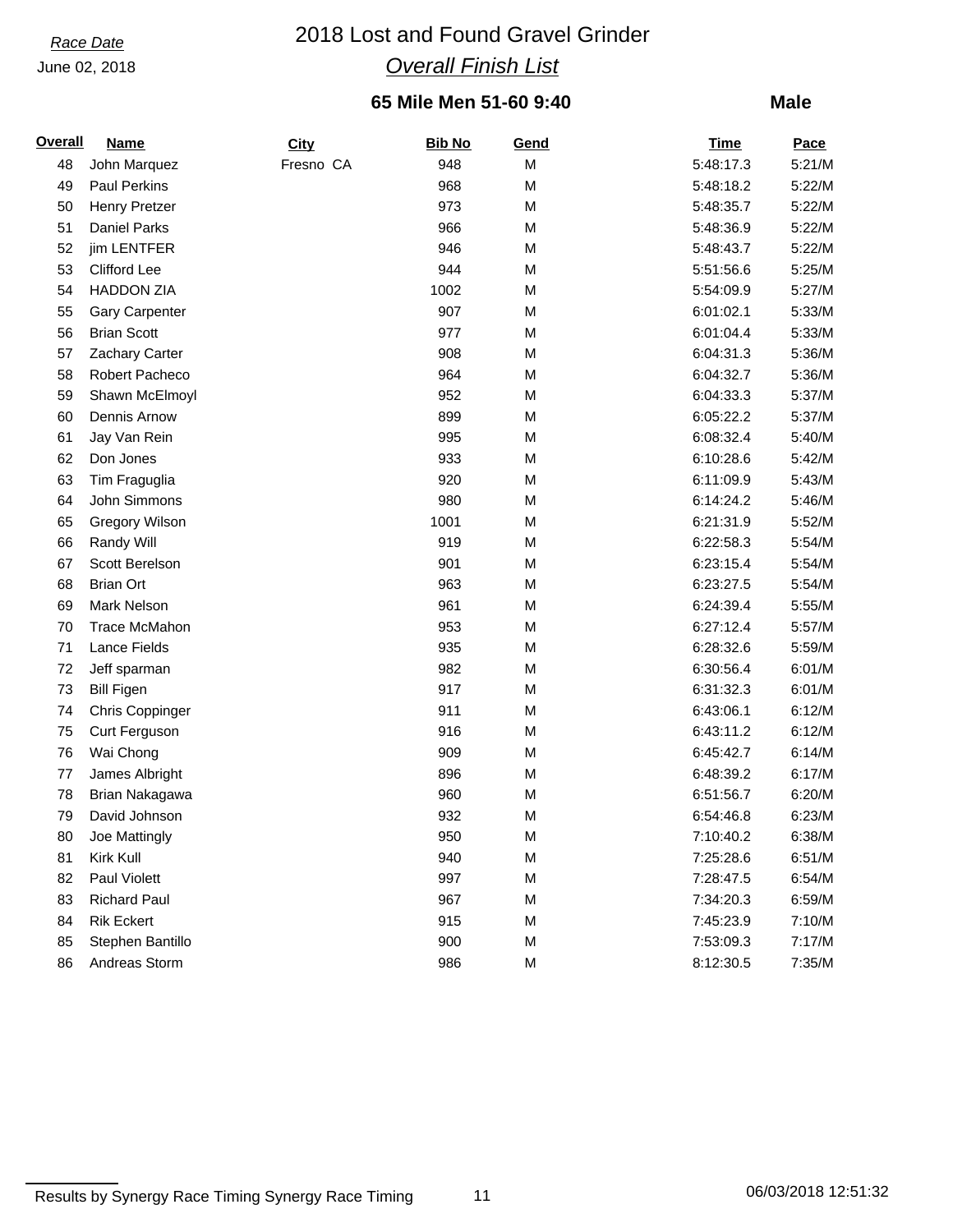*Race Date*

June 02, 2018

# 2018 Lost and Found Gravel Grinder

## *Overall Finish List*

### 65 Mile Men 51-60 9:40

**Male**

| Overall | Name | City | Bib No | Gend | Time | Pace |
|---|---|---|---|---|---|---|
| 48 | John Marquez | Fresno CA | 948 | M | 5:48:17.3 | 5:21/M |
| 49 | Paul Perkins | | 968 | M | 5:48:18.2 | 5:22/M |
| 50 | Henry Pretzer | | 973 | M | 5:48:35.7 | 5:22/M |
| 51 | Daniel Parks | | 966 | M | 5:48:36.9 | 5:22/M |
| 52 | jim LENTFER | | 946 | M | 5:48:43.7 | 5:22/M |
| 53 | Clifford Lee | | 944 | M | 5:51:56.6 | 5:25/M |
| 54 | HADDON ZIA | | 1002 | M | 5:54:09.9 | 5:27/M |
| 55 | Gary Carpenter | | 907 | M | 6:01:02.1 | 5:33/M |
| 56 | Brian Scott | | 977 | M | 6:01:04.4 | 5:33/M |
| 57 | Zachary Carter | | 908 | M | 6:04:31.3 | 5:36/M |
| 58 | Robert Pacheco | | 964 | M | 6:04:32.7 | 5:36/M |
| 59 | Shawn McElmoyl | | 952 | M | 6:04:33.3 | 5:37/M |
| 60 | Dennis Arnow | | 899 | M | 6:05:22.2 | 5:37/M |
| 61 | Jay Van Rein | | 995 | M | 6:08:32.4 | 5:40/M |
| 62 | Don Jones | | 933 | M | 6:10:28.6 | 5:42/M |
| 63 | Tim Fraguglia | | 920 | M | 6:11:09.9 | 5:43/M |
| 64 | John Simmons | | 980 | M | 6:14:24.2 | 5:46/M |
| 65 | Gregory Wilson | | 1001 | M | 6:21:31.9 | 5:52/M |
| 66 | Randy Will | | 919 | M | 6:22:58.3 | 5:54/M |
| 67 | Scott Berelson | | 901 | M | 6:23:15.4 | 5:54/M |
| 68 | Brian Ort | | 963 | M | 6:23:27.5 | 5:54/M |
| 69 | Mark Nelson | | 961 | M | 6:24:39.4 | 5:55/M |
| 70 | Trace McMahon | | 953 | M | 6:27:12.4 | 5:57/M |
| 71 | Lance Fields | | 935 | M | 6:28:32.6 | 5:59/M |
| 72 | Jeff sparman | | 982 | M | 6:30:56.4 | 6:01/M |
| 73 | Bill Figen | | 917 | M | 6:31:32.3 | 6:01/M |
| 74 | Chris Coppinger | | 911 | M | 6:43:06.1 | 6:12/M |
| 75 | Curt Ferguson | | 916 | M | 6:43:11.2 | 6:12/M |
| 76 | Wai Chong | | 909 | M | 6:45:42.7 | 6:14/M |
| 77 | James Albright | | 896 | M | 6:48:39.2 | 6:17/M |
| 78 | Brian Nakagawa | | 960 | M | 6:51:56.7 | 6:20/M |
| 79 | David Johnson | | 932 | M | 6:54:46.8 | 6:23/M |
| 80 | Joe Mattingly | | 950 | M | 7:10:40.2 | 6:38/M |
| 81 | Kirk Kull | | 940 | M | 7:25:28.6 | 6:51/M |
| 82 | Paul Violett | | 997 | M | 7:28:47.5 | 6:54/M |
| 83 | Richard Paul | | 967 | M | 7:34:20.3 | 6:59/M |
| 84 | Rik Eckert | | 915 | M | 7:45:23.9 | 7:10/M |
| 85 | Stephen Bantillo | | 900 | M | 7:53:09.3 | 7:17/M |
| 86 | Andreas Storm | | 986 | M | 8:12:30.5 | 7:35/M |

Results by Synergy Race Timing Synergy Race Timing

06/03/2018 12:51:32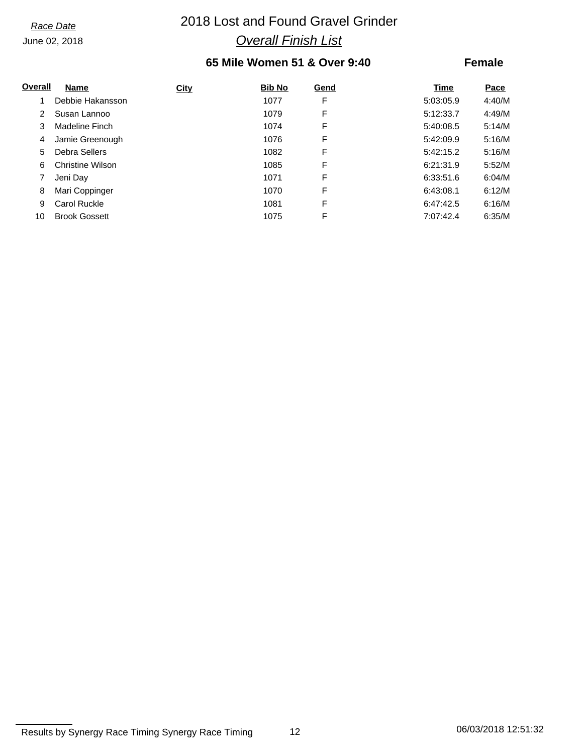*Race Date*
June 02, 2018

# 2018 Lost and Found Gravel Grinder

## *Overall Finish List*

### 65 Mile Women 51 & Over 9:40 — Female

| Overall | Name | City | Bib No | Gend | Time | Pace |
|---|---|---|---|---|---|---|
| 1 | Debbie Hakansson | | 1077 | F | 5:03:05.9 | 4:40/M |
| 2 | Susan Lannoo | | 1079 | F | 5:12:33.7 | 4:49/M |
| 3 | Madeline Finch | | 1074 | F | 5:40:08.5 | 5:14/M |
| 4 | Jamie Greenough | | 1076 | F | 5:42:09.9 | 5:16/M |
| 5 | Debra Sellers | | 1082 | F | 5:42:15.2 | 5:16/M |
| 6 | Christine Wilson | | 1085 | F | 6:21:31.9 | 5:52/M |
| 7 | Jeni Day | | 1071 | F | 6:33:51.6 | 6:04/M |
| 8 | Mari Coppinger | | 1070 | F | 6:43:08.1 | 6:12/M |
| 9 | Carol Ruckle | | 1081 | F | 6:47:42.5 | 6:16/M |
| 10 | Brook Gossett | | 1075 | F | 7:07:42.4 | 6:35/M |

Results by Synergy Race Timing Synergy Race Timing — 06/03/2018 12:51:32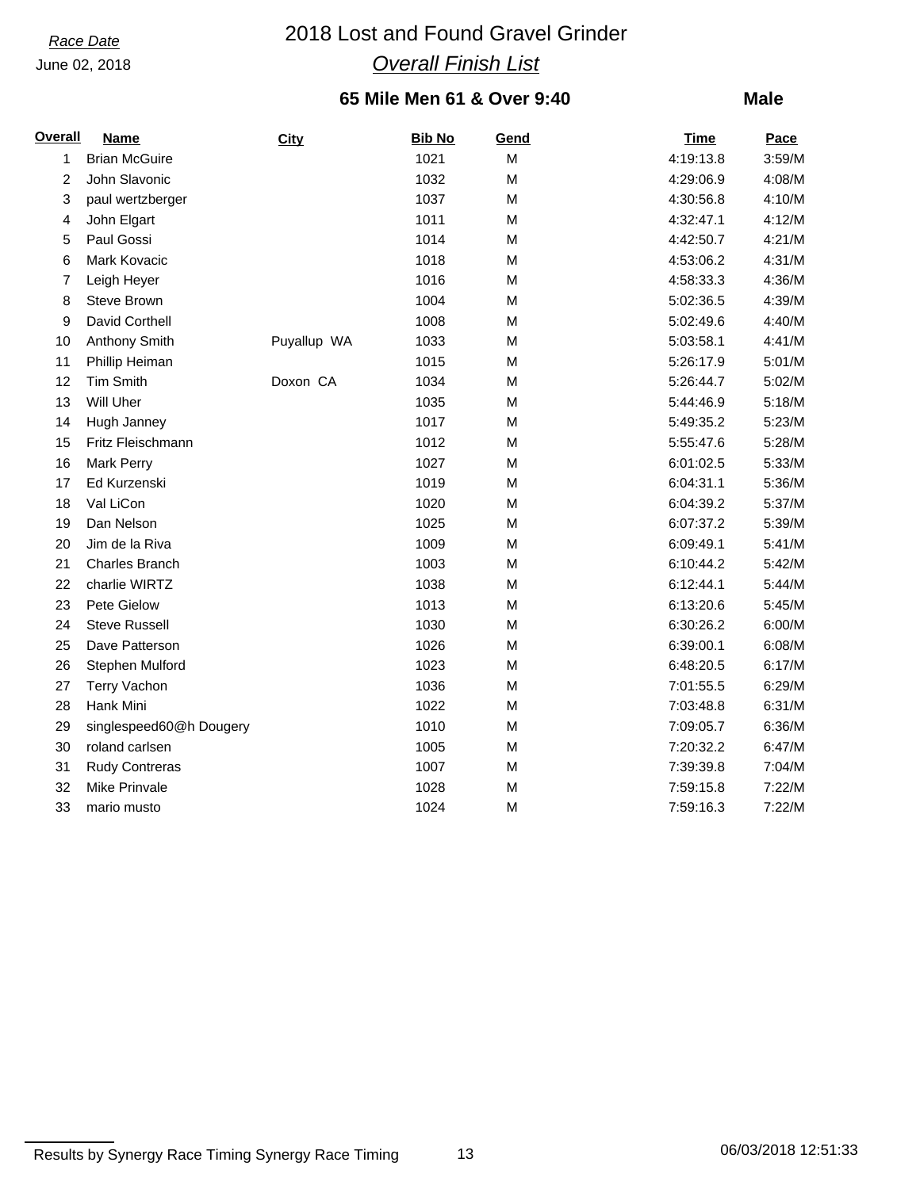*Race Date*

June 02, 2018

# 2018 Lost and Found Gravel Grinder

## *Overall Finish List*

### 65 Mile Men 61 & Over 9:40

**Male**

| Overall | Name | City | Bib No | Gend | Time | Pace |
|---|---|---|---|---|---|---|
| 1 | Brian McGuire | | 1021 | M | 4:19:13.8 | 3:59/M |
| 2 | John Slavonic | | 1032 | M | 4:29:06.9 | 4:08/M |
| 3 | paul wertzberger | | 1037 | M | 4:30:56.8 | 4:10/M |
| 4 | John Elgart | | 1011 | M | 4:32:47.1 | 4:12/M |
| 5 | Paul Gossi | | 1014 | M | 4:42:50.7 | 4:21/M |
| 6 | Mark Kovacic | | 1018 | M | 4:53:06.2 | 4:31/M |
| 7 | Leigh Heyer | | 1016 | M | 4:58:33.3 | 4:36/M |
| 8 | Steve Brown | | 1004 | M | 5:02:36.5 | 4:39/M |
| 9 | David Corthell | | 1008 | M | 5:02:49.6 | 4:40/M |
| 10 | Anthony Smith | Puyallup WA | 1033 | M | 5:03:58.1 | 4:41/M |
| 11 | Phillip Heiman | | 1015 | M | 5:26:17.9 | 5:01/M |
| 12 | Tim Smith | Doxon CA | 1034 | M | 5:26:44.7 | 5:02/M |
| 13 | Will Uher | | 1035 | M | 5:44:46.9 | 5:18/M |
| 14 | Hugh Janney | | 1017 | M | 5:49:35.2 | 5:23/M |
| 15 | Fritz Fleischmann | | 1012 | M | 5:55:47.6 | 5:28/M |
| 16 | Mark Perry | | 1027 | M | 6:01:02.5 | 5:33/M |
| 17 | Ed Kurzenski | | 1019 | M | 6:04:31.1 | 5:36/M |
| 18 | Val LiCon | | 1020 | M | 6:04:39.2 | 5:37/M |
| 19 | Dan Nelson | | 1025 | M | 6:07:37.2 | 5:39/M |
| 20 | Jim de la Riva | | 1009 | M | 6:09:49.1 | 5:41/M |
| 21 | Charles Branch | | 1003 | M | 6:10:44.2 | 5:42/M |
| 22 | charlie WIRTZ | | 1038 | M | 6:12:44.1 | 5:44/M |
| 23 | Pete Gielow | | 1013 | M | 6:13:20.6 | 5:45/M |
| 24 | Steve Russell | | 1030 | M | 6:30:26.2 | 6:00/M |
| 25 | Dave Patterson | | 1026 | M | 6:39:00.1 | 6:08/M |
| 26 | Stephen Mulford | | 1023 | M | 6:48:20.5 | 6:17/M |
| 27 | Terry Vachon | | 1036 | M | 7:01:55.5 | 6:29/M |
| 28 | Hank Mini | | 1022 | M | 7:03:48.8 | 6:31/M |
| 29 | singlespeed60@h Dougery | | 1010 | M | 7:09:05.7 | 6:36/M |
| 30 | roland carlsen | | 1005 | M | 7:20:32.2 | 6:47/M |
| 31 | Rudy Contreras | | 1007 | M | 7:39:39.8 | 7:04/M |
| 32 | Mike Prinvale | | 1028 | M | 7:59:15.8 | 7:22/M |
| 33 | mario musto | | 1024 | M | 7:59:16.3 | 7:22/M |

Results by Synergy Race Timing Synergy Race Timing

06/03/2018 12:51:33